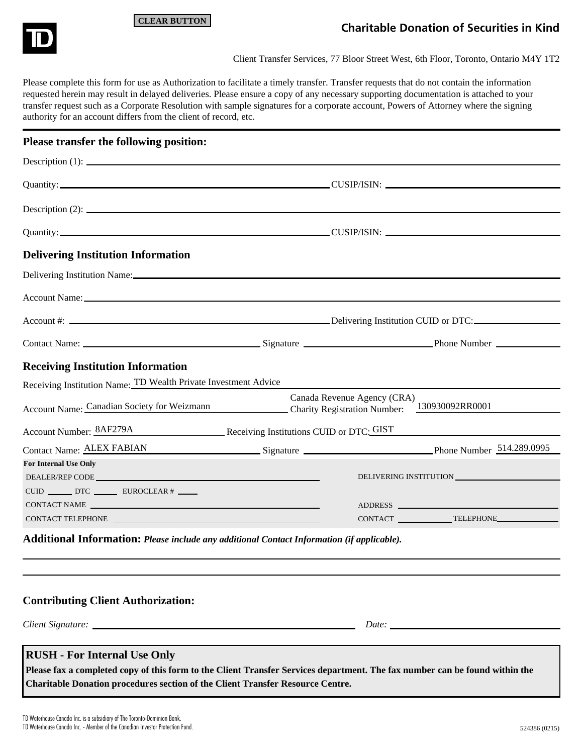CLEAR BUTTON

# Charitable Donation of Securities in Kind

Client Transfer Services, 77 Bloor Street West, 6th Floor, Toronto, Ontario M4Y 1T2

Please complete this form for use as Authorization to facilitate a timely transfer. Transfer requests that do not contain the information requested herein may result in delayed deliveries. Please ensure a copy of any necessary supporting documentation is attached to your transfer request such as a Corporate Resolution with sample signatures for a corporate account, Powers of Attorney where the signing authority for an account differs from the client of record, etc.

## Please transfer the following position:

Description (1): ____________________

Quantity: ____________________ CUSIP/ISIN: ____________________

Description (2): ____________________

Quantity: ____________________ CUSIP/ISIN: ____________________

## Delivering Institution Information

Delivering Institution Name: ____________________

Account Name: ____________________

Account #: ____________________ Delivering Institution CUID or DTC: ____________________

Contact Name: ____________________ Signature ____________________ Phone Number ____________________

## Receiving Institution Information

Receiving Institution Name: TD Wealth Private Investment Advice

Account Name: Canadian Society for Weizmann Canada Revenue Agency (CRA) Charity Registration Number: 130930092RR0001

Account Number: 8AF279A Receiving Institutions CUID or DTC: GIST

Contact Name: ALEX FABIAN Signature ____________________ Phone Number 514.289.0995

**For Internal Use Only**

DEALER/REP CODE ____________________ DELIVERING INSTITUTION ____________________

CUID ______ DTC ______ EUROCLEAR # ______

CONTACT NAME ____________________ ADDRESS ____________________

CONTACT TELEPHONE ____________________ CONTACT ____________________ TELEPHONE ____________________

## Additional Information: *Please include any additional Contact Information (if applicable).*

____________________

____________________

## Contributing Client Authorization:

*Client Signature:* ____________________ *Date:* ____________________

## RUSH - For Internal Use Only

**Please fax a completed copy of this form to the Client Transfer Services department. The fax number can be found within the Charitable Donation procedures section of the Client Transfer Resource Centre.**

TD Waterhouse Canada Inc. is a subsidiary of The Toronto-Dominion Bank.
TD Waterhouse Canada Inc. - Member of the Canadian Investor Protection Fund.

524386 (0215)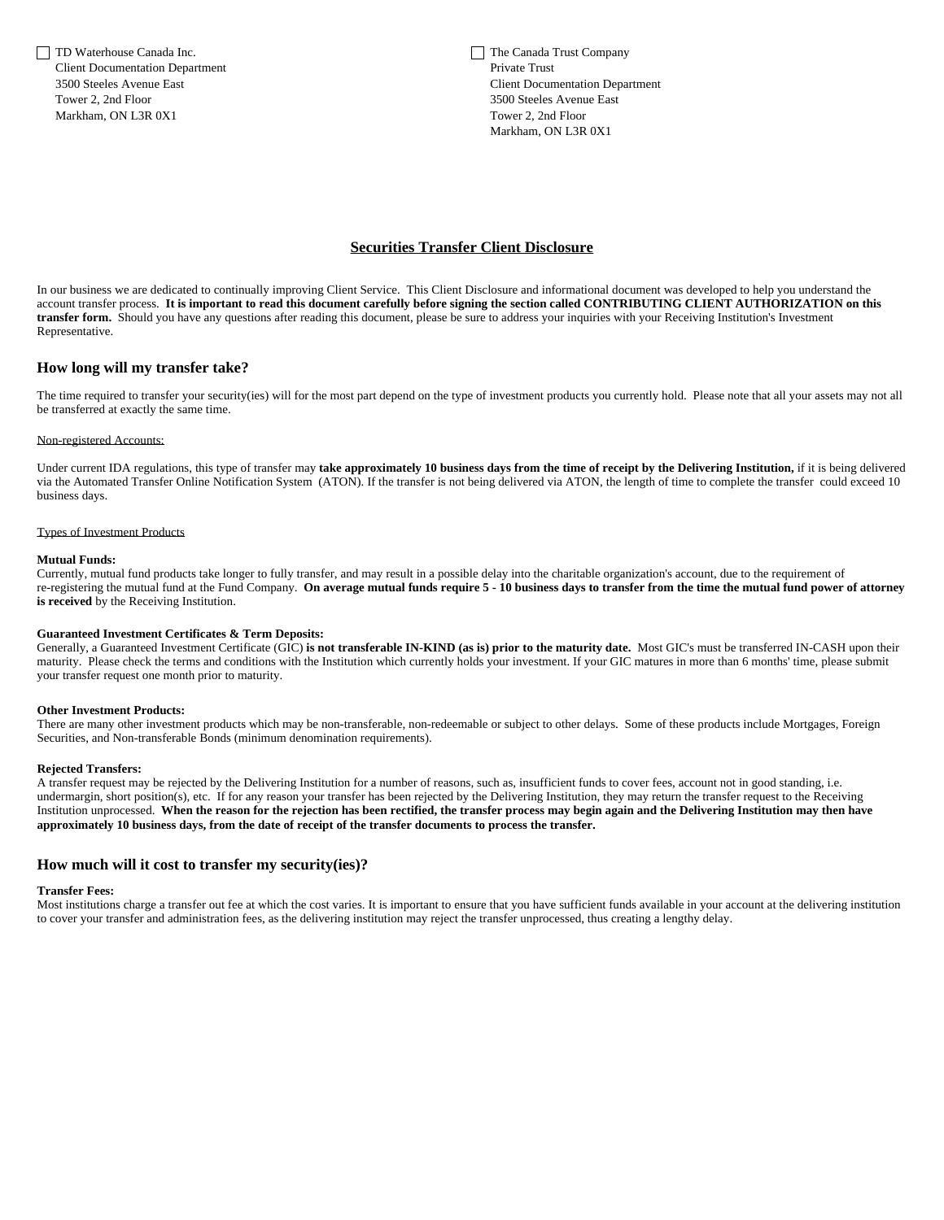☐ TD Waterhouse Canada Inc.
Client Documentation Department
3500 Steeles Avenue East
Tower 2, 2nd Floor
Markham, ON L3R 0X1

☐ The Canada Trust Company
Private Trust
Client Documentation Department
3500 Steeles Avenue East
Tower 2, 2nd Floor
Markham, ON L3R 0X1

## Securities Transfer Client Disclosure

In our business we are dedicated to continually improving Client Service. This Client Disclosure and informational document was developed to help you understand the account transfer process. **It is important to read this document carefully before signing the section called CONTRIBUTING CLIENT AUTHORIZATION on this transfer form.** Should you have any questions after reading this document, please be sure to address your inquiries with your Receiving Institution's Investment Representative.

### How long will my transfer take?

The time required to transfer your security(ies) will for the most part depend on the type of investment products you currently hold. Please note that all your assets may not all be transferred at exactly the same time.

Non-registered Accounts:

Under current IDA regulations, this type of transfer may **take approximately 10 business days from the time of receipt by the Delivering Institution,** if it is being delivered via the Automated Transfer Online Notification System (ATON). If the transfer is not being delivered via ATON, the length of time to complete the transfer could exceed 10 business days.

Types of Investment Products

**Mutual Funds:**
Currently, mutual fund products take longer to fully transfer, and may result in a possible delay into the charitable organization's account, due to the requirement of re-registering the mutual fund at the Fund Company. **On average mutual funds require 5 - 10 business days to transfer from the time the mutual fund power of attorney is received** by the Receiving Institution.

**Guaranteed Investment Certificates & Term Deposits:**
Generally, a Guaranteed Investment Certificate (GIC) **is not transferable IN-KIND (as is) prior to the maturity date.** Most GIC's must be transferred IN-CASH upon their maturity. Please check the terms and conditions with the Institution which currently holds your investment. If your GIC matures in more than 6 months' time, please submit your transfer request one month prior to maturity.

**Other Investment Products:**
There are many other investment products which may be non-transferable, non-redeemable or subject to other delays. Some of these products include Mortgages, Foreign Securities, and Non-transferable Bonds (minimum denomination requirements).

**Rejected Transfers:**
A transfer request may be rejected by the Delivering Institution for a number of reasons, such as, insufficient funds to cover fees, account not in good standing, i.e. undermargin, short position(s), etc. If for any reason your transfer has been rejected by the Delivering Institution, they may return the transfer request to the Receiving Institution unprocessed. **When the reason for the rejection has been rectified, the transfer process may begin again and the Delivering Institution may then have approximately 10 business days, from the date of receipt of the transfer documents to process the transfer.**

### How much will it cost to transfer my security(ies)?

**Transfer Fees:**
Most institutions charge a transfer out fee at which the cost varies. It is important to ensure that you have sufficient funds available in your account at the delivering institution to cover your transfer and administration fees, as the delivering institution may reject the transfer unprocessed, thus creating a lengthy delay.